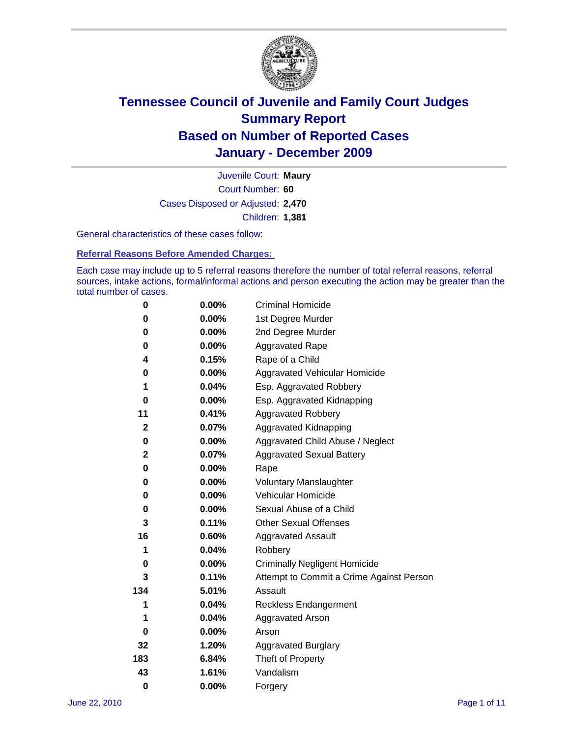# Tennessee Council of Juvenile and Family Court Judges
## Summary Report
## Based on Number of Reported Cases
## January - December 2009

Juvenile Court: **Maury**

Court Number: **60**

Cases Disposed or Adjusted: **2,470**

Children: **1,381**

General characteristics of these cases follow:

### Referral Reasons Before Amended Charges:

Each case may include up to 5 referral reasons therefore the number of total referral reasons, referral sources, intake actions, formal/informal actions and person executing the action may be greater than the total number of cases.

| | | |
|---|---|---|
| 0 | 0.00% | Criminal Homicide |
| 0 | 0.00% | 1st Degree Murder |
| 0 | 0.00% | 2nd Degree Murder |
| 0 | 0.00% | Aggravated Rape |
| 4 | 0.15% | Rape of a Child |
| 0 | 0.00% | Aggravated Vehicular Homicide |
| 1 | 0.04% | Esp. Aggravated Robbery |
| 0 | 0.00% | Esp. Aggravated Kidnapping |
| 11 | 0.41% | Aggravated Robbery |
| 2 | 0.07% | Aggravated Kidnapping |
| 0 | 0.00% | Aggravated Child Abuse / Neglect |
| 2 | 0.07% | Aggravated Sexual Battery |
| 0 | 0.00% | Rape |
| 0 | 0.00% | Voluntary Manslaughter |
| 0 | 0.00% | Vehicular Homicide |
| 0 | 0.00% | Sexual Abuse of a Child |
| 3 | 0.11% | Other Sexual Offenses |
| 16 | 0.60% | Aggravated Assault |
| 1 | 0.04% | Robbery |
| 0 | 0.00% | Criminally Negligent Homicide |
| 3 | 0.11% | Attempt to Commit a Crime Against Person |
| 134 | 5.01% | Assault |
| 1 | 0.04% | Reckless Endangerment |
| 1 | 0.04% | Aggravated Arson |
| 0 | 0.00% | Arson |
| 32 | 1.20% | Aggravated Burglary |
| 183 | 6.84% | Theft of Property |
| 43 | 1.61% | Vandalism |
| 0 | 0.00% | Forgery |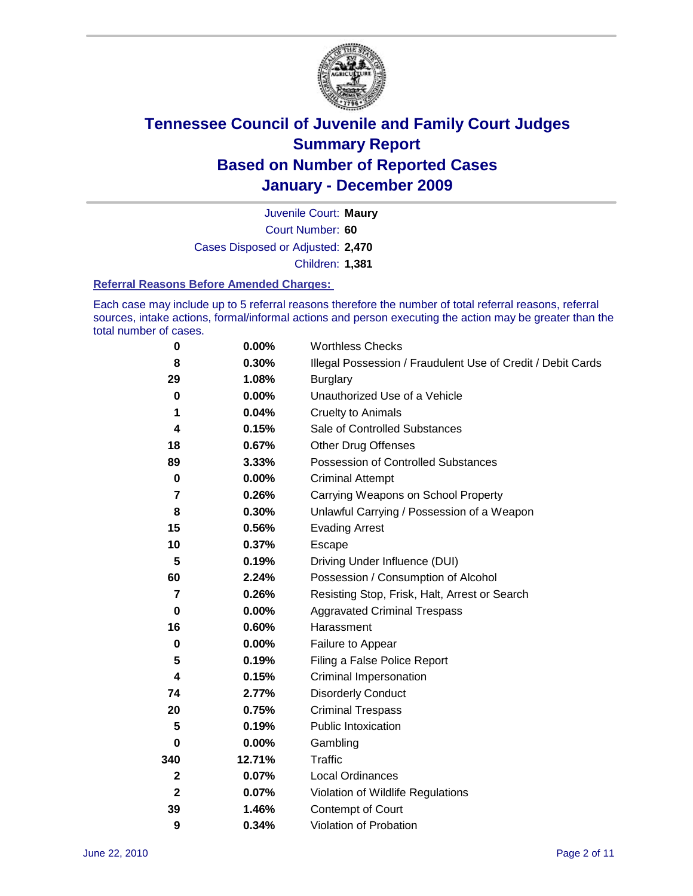# Tennessee Council of Juvenile and Family Court Judges
# Summary Report
# Based on Number of Reported Cases
# January - December 2009

Juvenile Court: **Maury**

Court Number: **60**

Cases Disposed or Adjusted: **2,470**

Children: **1,381**

### Referral Reasons Before Amended Charges:

Each case may include up to 5 referral reasons therefore the number of total referral reasons, referral sources, intake actions, formal/informal actions and person executing the action may be greater than the total number of cases.

| | | |
|---|---|---|
| 0 | 0.00% | Worthless Checks |
| 8 | 0.30% | Illegal Possession / Fraudulent Use of Credit / Debit Cards |
| 29 | 1.08% | Burglary |
| 0 | 0.00% | Unauthorized Use of a Vehicle |
| 1 | 0.04% | Cruelty to Animals |
| 4 | 0.15% | Sale of Controlled Substances |
| 18 | 0.67% | Other Drug Offenses |
| 89 | 3.33% | Possession of Controlled Substances |
| 0 | 0.00% | Criminal Attempt |
| 7 | 0.26% | Carrying Weapons on School Property |
| 8 | 0.30% | Unlawful Carrying / Possession of a Weapon |
| 15 | 0.56% | Evading Arrest |
| 10 | 0.37% | Escape |
| 5 | 0.19% | Driving Under Influence (DUI) |
| 60 | 2.24% | Possession / Consumption of Alcohol |
| 7 | 0.26% | Resisting Stop, Frisk, Halt, Arrest or Search |
| 0 | 0.00% | Aggravated Criminal Trespass |
| 16 | 0.60% | Harassment |
| 0 | 0.00% | Failure to Appear |
| 5 | 0.19% | Filing a False Police Report |
| 4 | 0.15% | Criminal Impersonation |
| 74 | 2.77% | Disorderly Conduct |
| 20 | 0.75% | Criminal Trespass |
| 5 | 0.19% | Public Intoxication |
| 0 | 0.00% | Gambling |
| 340 | 12.71% | Traffic |
| 2 | 0.07% | Local Ordinances |
| 2 | 0.07% | Violation of Wildlife Regulations |
| 39 | 1.46% | Contempt of Court |
| 9 | 0.34% | Violation of Probation |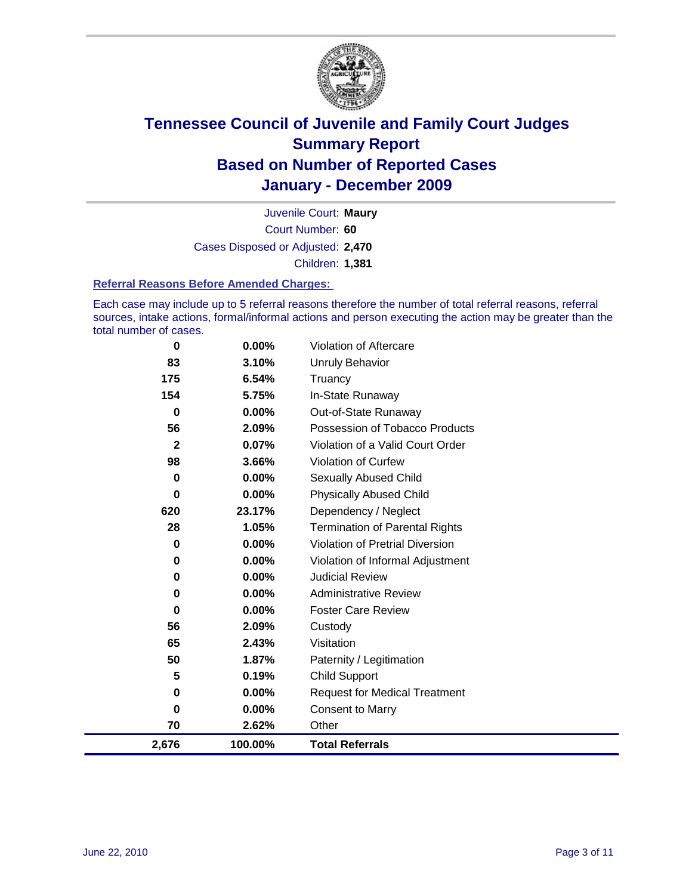# Tennessee Council of Juvenile and Family Court Judges
## Summary Report
## Based on Number of Reported Cases
## January - December 2009

Juvenile Court: **Maury**

Court Number: **60**

Cases Disposed or Adjusted: **2,470**

Children: **1,381**

### Referral Reasons Before Amended Charges:

Each case may include up to 5 referral reasons therefore the number of total referral reasons, referral sources, intake actions, formal/informal actions and person executing the action may be greater than the total number of cases.

| Count | Percent | Referral Reason |
|---|---|---|
| 0 | 0.00% | Violation of Aftercare |
| 83 | 3.10% | Unruly Behavior |
| 175 | 6.54% | Truancy |
| 154 | 5.75% | In-State Runaway |
| 0 | 0.00% | Out-of-State Runaway |
| 56 | 2.09% | Possession of Tobacco Products |
| 2 | 0.07% | Violation of a Valid Court Order |
| 98 | 3.66% | Violation of Curfew |
| 0 | 0.00% | Sexually Abused Child |
| 0 | 0.00% | Physically Abused Child |
| 620 | 23.17% | Dependency / Neglect |
| 28 | 1.05% | Termination of Parental Rights |
| 0 | 0.00% | Violation of Pretrial Diversion |
| 0 | 0.00% | Violation of Informal Adjustment |
| 0 | 0.00% | Judicial Review |
| 0 | 0.00% | Administrative Review |
| 0 | 0.00% | Foster Care Review |
| 56 | 2.09% | Custody |
| 65 | 2.43% | Visitation |
| 50 | 1.87% | Paternity / Legitimation |
| 5 | 0.19% | Child Support |
| 0 | 0.00% | Request for Medical Treatment |
| 0 | 0.00% | Consent to Marry |
| 70 | 2.62% | Other |
| **2,676** | **100.00%** | **Total Referrals** |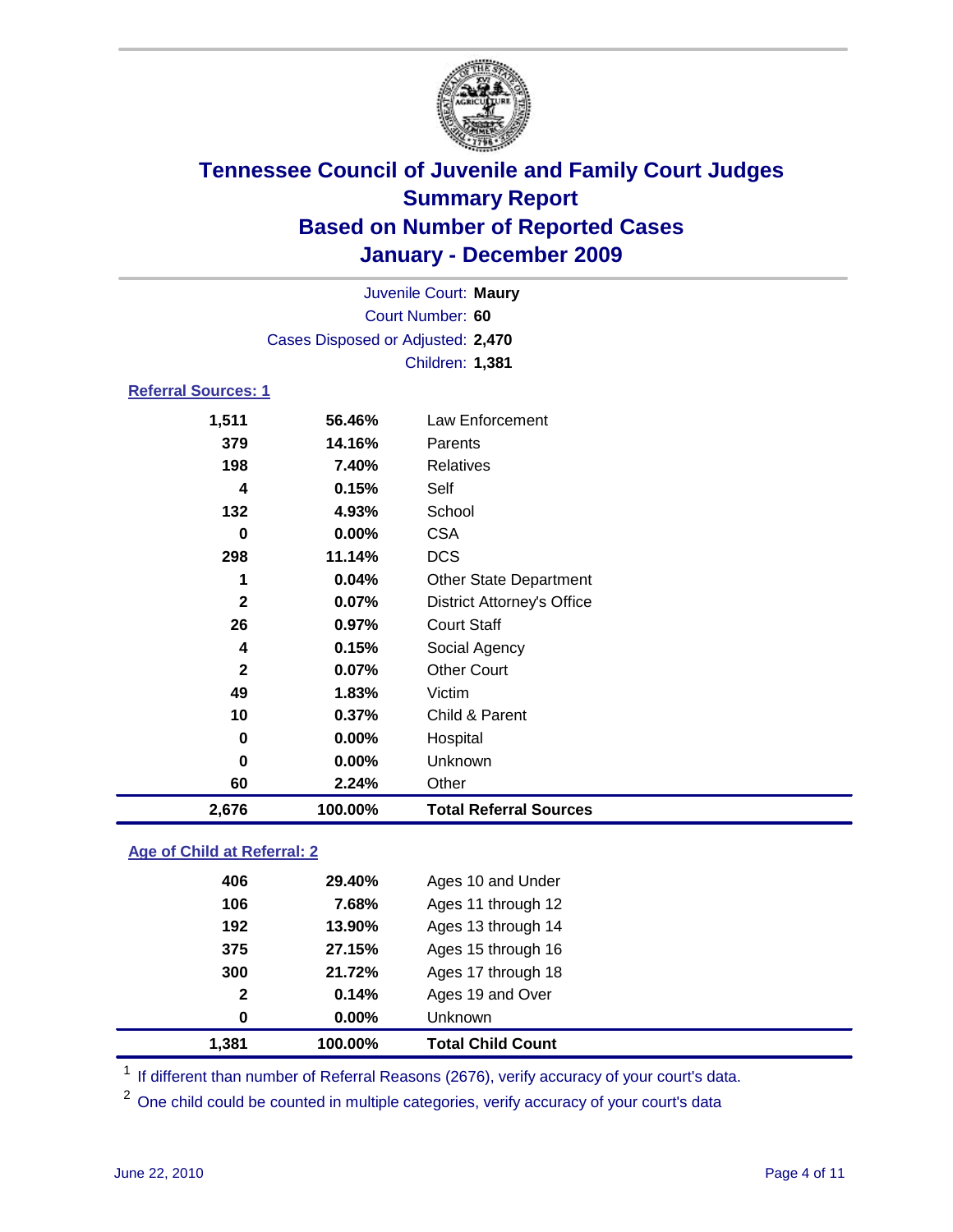# Tennessee Council of Juvenile and Family Court Judges
## Summary Report
## Based on Number of Reported Cases
## January - December 2009

Juvenile Court: **Maury**
Court Number: **60**
Cases Disposed or Adjusted: **2,470**
Children: **1,381**

### Referral Sources: 1

| | | |
|---|---|---|
| 1,511 | 56.46% | Law Enforcement |
| 379 | 14.16% | Parents |
| 198 | 7.40% | Relatives |
| 4 | 0.15% | Self |
| 132 | 4.93% | School |
| 0 | 0.00% | CSA |
| 298 | 11.14% | DCS |
| 1 | 0.04% | Other State Department |
| 2 | 0.07% | District Attorney's Office |
| 26 | 0.97% | Court Staff |
| 4 | 0.15% | Social Agency |
| 2 | 0.07% | Other Court |
| 49 | 1.83% | Victim |
| 10 | 0.37% | Child & Parent |
| 0 | 0.00% | Hospital |
| 0 | 0.00% | Unknown |
| 60 | 2.24% | Other |
| **2,676** | **100.00%** | **Total Referral Sources** |

### Age of Child at Referral: 2

| | | |
|---|---|---|
| 406 | 29.40% | Ages 10 and Under |
| 106 | 7.68% | Ages 11 through 12 |
| 192 | 13.90% | Ages 13 through 14 |
| 375 | 27.15% | Ages 15 through 16 |
| 300 | 21.72% | Ages 17 through 18 |
| 2 | 0.14% | Ages 19 and Over |
| 0 | 0.00% | Unknown |
| **1,381** | **100.00%** | **Total Child Count** |

[1] If different than number of Referral Reasons (2676), verify accuracy of your court's data.

[2] One child could be counted in multiple categories, verify accuracy of your court's data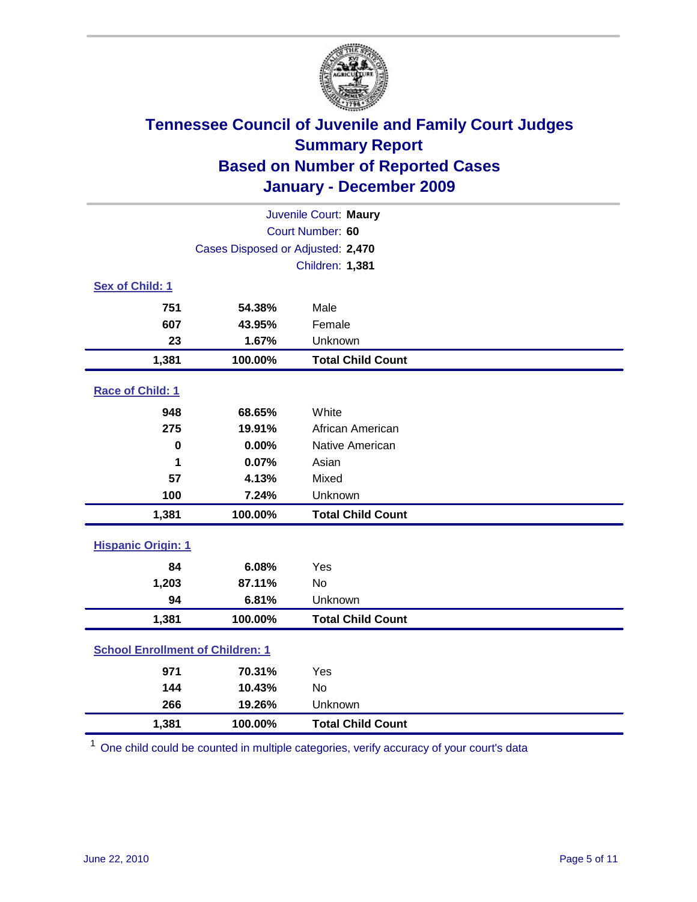# Tennessee Council of Juvenile and Family Court Judges
## Summary Report
## Based on Number of Reported Cases
## January - December 2009

Juvenile Court: **Maury**
Court Number: **60**
Cases Disposed or Adjusted: **2,470**
Children: **1,381**

### Sex of Child: 1

| Count | Percent | Category |
|---|---|---|
| 751 | 54.38% | Male |
| 607 | 43.95% | Female |
| 23 | 1.67% | Unknown |
| **1,381** | **100.00%** | **Total Child Count** |

### Race of Child: 1

| Count | Percent | Category |
|---|---|---|
| 948 | 68.65% | White |
| 275 | 19.91% | African American |
| 0 | 0.00% | Native American |
| 1 | 0.07% | Asian |
| 57 | 4.13% | Mixed |
| 100 | 7.24% | Unknown |
| **1,381** | **100.00%** | **Total Child Count** |

### Hispanic Origin: 1

| Count | Percent | Category |
|---|---|---|
| 84 | 6.08% | Yes |
| 1,203 | 87.11% | No |
| 94 | 6.81% | Unknown |
| **1,381** | **100.00%** | **Total Child Count** |

### School Enrollment of Children: 1

| Count | Percent | Category |
|---|---|---|
| 971 | 70.31% | Yes |
| 144 | 10.43% | No |
| 266 | 19.26% | Unknown |
| **1,381** | **100.00%** | **Total Child Count** |

[1] One child could be counted in multiple categories, verify accuracy of your court's data

June 22, 2010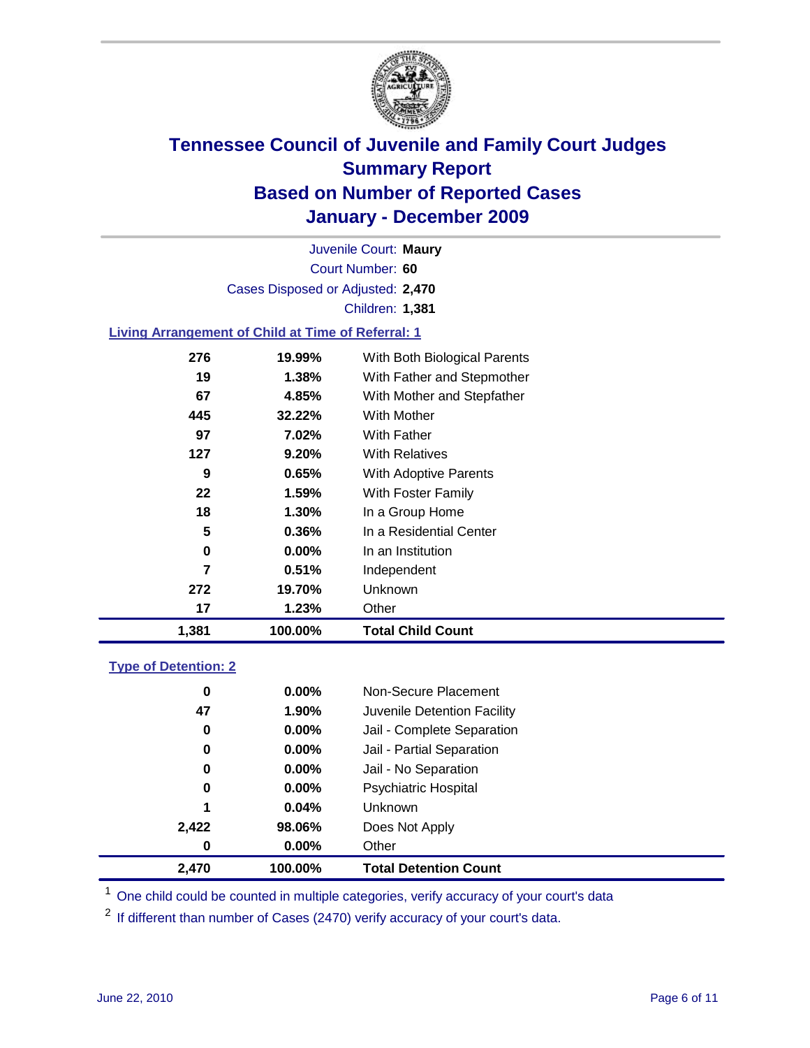# Tennessee Council of Juvenile and Family Court Judges
## Summary Report
## Based on Number of Reported Cases
## January - December 2009

Juvenile Court: **Maury**

Court Number: **60**

Cases Disposed or Adjusted: **2,470**

Children: **1,381**

### Living Arrangement of Child at Time of Referral: 1

| | | |
|---|---|---|
| 276 | 19.99% | With Both Biological Parents |
| 19 | 1.38% | With Father and Stepmother |
| 67 | 4.85% | With Mother and Stepfather |
| 445 | 32.22% | With Mother |
| 97 | 7.02% | With Father |
| 127 | 9.20% | With Relatives |
| 9 | 0.65% | With Adoptive Parents |
| 22 | 1.59% | With Foster Family |
| 18 | 1.30% | In a Group Home |
| 5 | 0.36% | In a Residential Center |
| 0 | 0.00% | In an Institution |
| 7 | 0.51% | Independent |
| 272 | 19.70% | Unknown |
| 17 | 1.23% | Other |
| **1,381** | **100.00%** | **Total Child Count** |

### Type of Detention: 2

| | | |
|---|---|---|
| 0 | 0.00% | Non-Secure Placement |
| 47 | 1.90% | Juvenile Detention Facility |
| 0 | 0.00% | Jail - Complete Separation |
| 0 | 0.00% | Jail - Partial Separation |
| 0 | 0.00% | Jail - No Separation |
| 0 | 0.00% | Psychiatric Hospital |
| 1 | 0.04% | Unknown |
| 2,422 | 98.06% | Does Not Apply |
| 0 | 0.00% | Other |
| **2,470** | **100.00%** | **Total Detention Count** |

[1] One child could be counted in multiple categories, verify accuracy of your court's data

[2] If different than number of Cases (2470) verify accuracy of your court's data.

June 22, 2010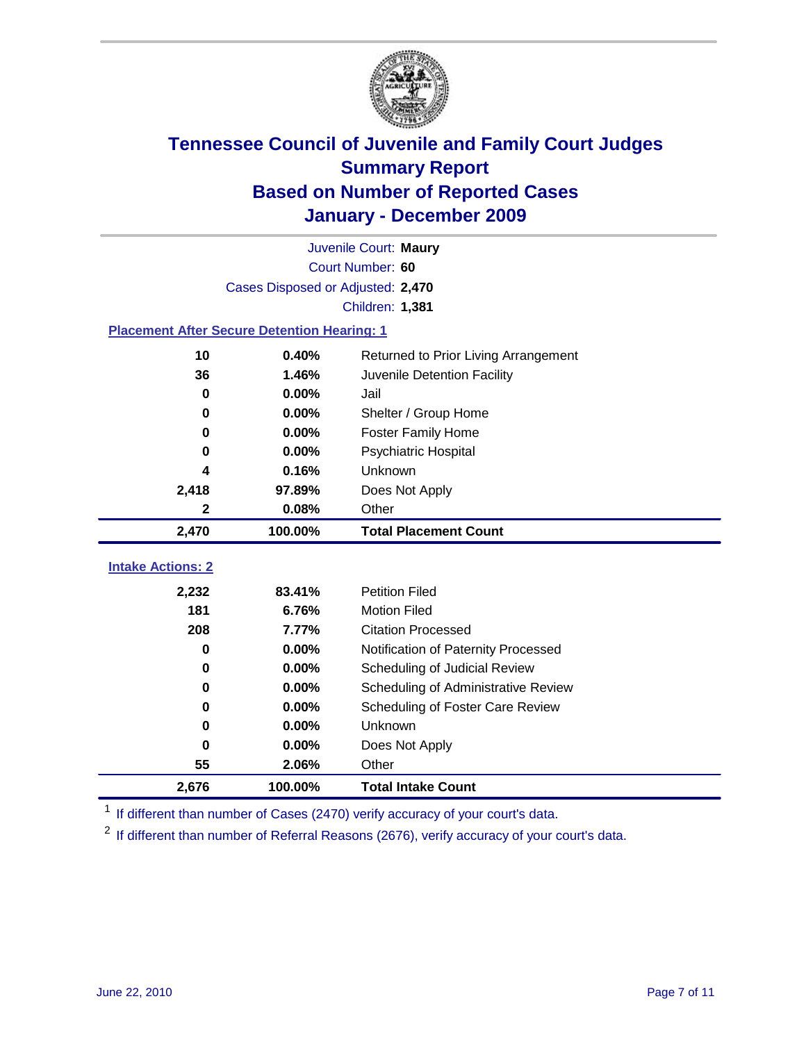# Tennessee Council of Juvenile and Family Court Judges
## Summary Report
## Based on Number of Reported Cases
## January - December 2009

Juvenile Court: **Maury**
Court Number: **60**
Cases Disposed or Adjusted: **2,470**
Children: **1,381**

### Placement After Secure Detention Hearing: 1

| | | |
|---|---|---|
| 10 | 0.40% | Returned to Prior Living Arrangement |
| 36 | 1.46% | Juvenile Detention Facility |
| 0 | 0.00% | Jail |
| 0 | 0.00% | Shelter / Group Home |
| 0 | 0.00% | Foster Family Home |
| 0 | 0.00% | Psychiatric Hospital |
| 4 | 0.16% | Unknown |
| 2,418 | 97.89% | Does Not Apply |
| 2 | 0.08% | Other |
| **2,470** | **100.00%** | **Total Placement Count** |

### Intake Actions: 2

| | | |
|---|---|---|
| 2,232 | 83.41% | Petition Filed |
| 181 | 6.76% | Motion Filed |
| 208 | 7.77% | Citation Processed |
| 0 | 0.00% | Notification of Paternity Processed |
| 0 | 0.00% | Scheduling of Judicial Review |
| 0 | 0.00% | Scheduling of Administrative Review |
| 0 | 0.00% | Scheduling of Foster Care Review |
| 0 | 0.00% | Unknown |
| 0 | 0.00% | Does Not Apply |
| 55 | 2.06% | Other |
| **2,676** | **100.00%** | **Total Intake Count** |

[1] If different than number of Cases (2470) verify accuracy of your court's data.

[2] If different than number of Referral Reasons (2676), verify accuracy of your court's data.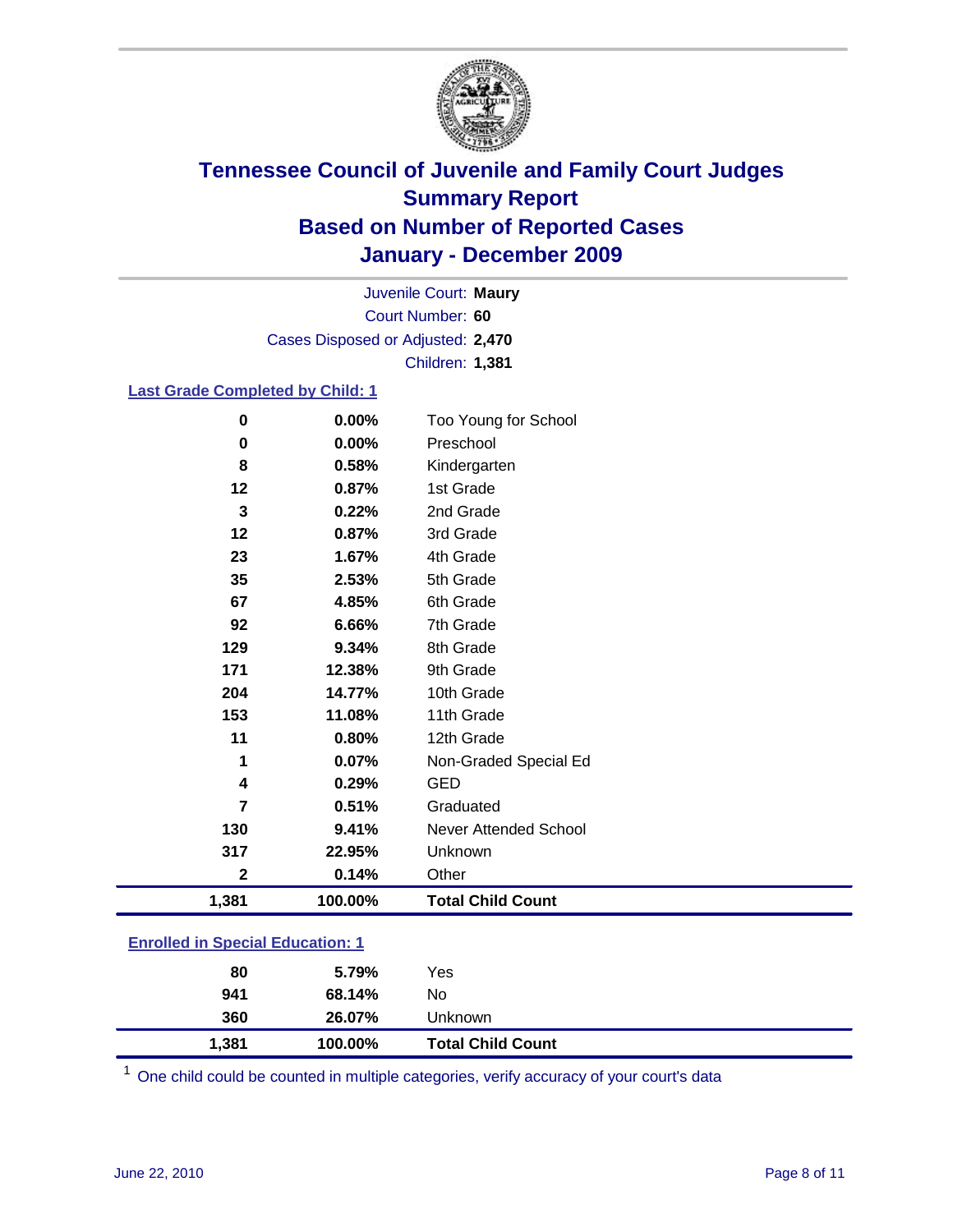# Tennessee Council of Juvenile and Family Court Judges
## Summary Report
## Based on Number of Reported Cases
## January - December 2009

Juvenile Court: **Maury**
Court Number: **60**
Cases Disposed or Adjusted: **2,470**
Children: **1,381**

### Last Grade Completed by Child: 1

| Count | Percent | Category |
|---|---|---|
| 0 | 0.00% | Too Young for School |
| 0 | 0.00% | Preschool |
| 8 | 0.58% | Kindergarten |
| 12 | 0.87% | 1st Grade |
| 3 | 0.22% | 2nd Grade |
| 12 | 0.87% | 3rd Grade |
| 23 | 1.67% | 4th Grade |
| 35 | 2.53% | 5th Grade |
| 67 | 4.85% | 6th Grade |
| 92 | 6.66% | 7th Grade |
| 129 | 9.34% | 8th Grade |
| 171 | 12.38% | 9th Grade |
| 204 | 14.77% | 10th Grade |
| 153 | 11.08% | 11th Grade |
| 11 | 0.80% | 12th Grade |
| 1 | 0.07% | Non-Graded Special Ed |
| 4 | 0.29% | GED |
| 7 | 0.51% | Graduated |
| 130 | 9.41% | Never Attended School |
| 317 | 22.95% | Unknown |
| 2 | 0.14% | Other |
| **1,381** | **100.00%** | **Total Child Count** |

### Enrolled in Special Education: 1

| Count | Percent | Category |
|---|---|---|
| 80 | 5.79% | Yes |
| 941 | 68.14% | No |
| 360 | 26.07% | Unknown |
| **1,381** | **100.00%** | **Total Child Count** |

[1] One child could be counted in multiple categories, verify accuracy of your court's data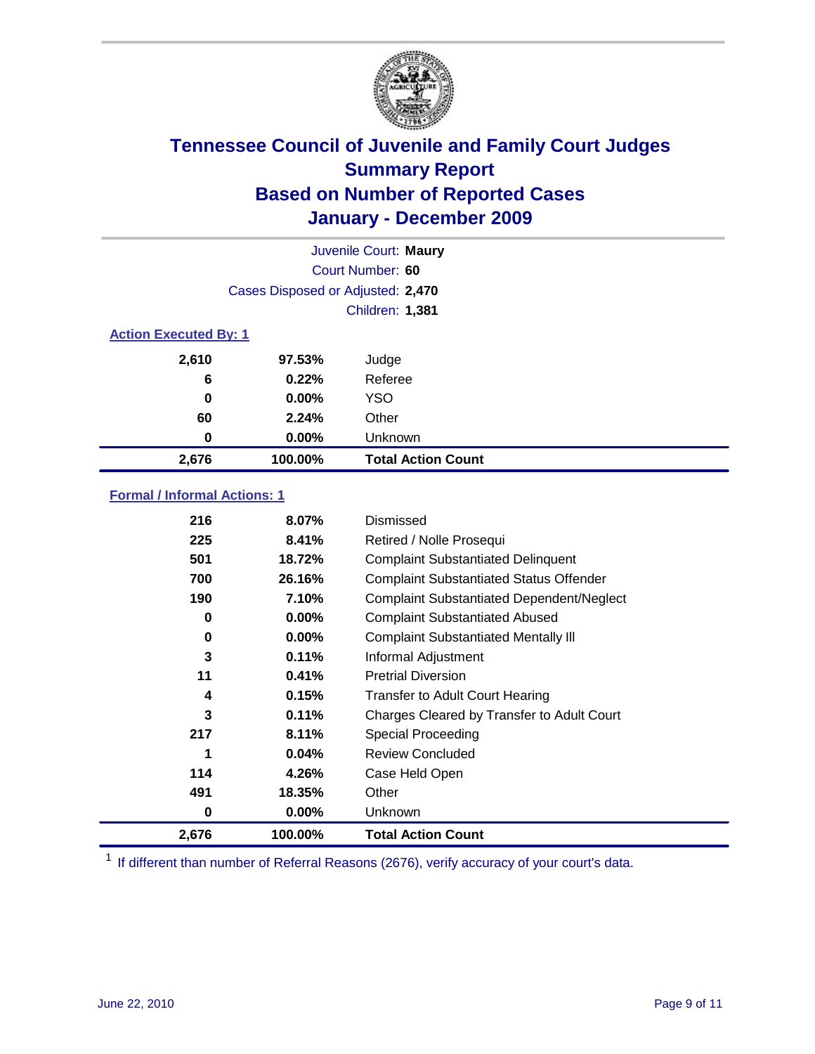# Tennessee Council of Juvenile and Family Court Judges
## Summary Report
## Based on Number of Reported Cases
## January - December 2009

Juvenile Court: **Maury**
Court Number: **60**
Cases Disposed or Adjusted: **2,470**
Children: **1,381**

### Action Executed By: 1

| | | |
|---|---|---|
| 2,610 | 97.53% | Judge |
| 6 | 0.22% | Referee |
| 0 | 0.00% | YSO |
| 60 | 2.24% | Other |
| 0 | 0.00% | Unknown |
| **2,676** | **100.00%** | **Total Action Count** |

### Formal / Informal Actions: 1

| | | |
|---|---|---|
| 216 | 8.07% | Dismissed |
| 225 | 8.41% | Retired / Nolle Prosequi |
| 501 | 18.72% | Complaint Substantiated Delinquent |
| 700 | 26.16% | Complaint Substantiated Status Offender |
| 190 | 7.10% | Complaint Substantiated Dependent/Neglect |
| 0 | 0.00% | Complaint Substantiated Abused |
| 0 | 0.00% | Complaint Substantiated Mentally Ill |
| 3 | 0.11% | Informal Adjustment |
| 11 | 0.41% | Pretrial Diversion |
| 4 | 0.15% | Transfer to Adult Court Hearing |
| 3 | 0.11% | Charges Cleared by Transfer to Adult Court |
| 217 | 8.11% | Special Proceeding |
| 1 | 0.04% | Review Concluded |
| 114 | 4.26% | Case Held Open |
| 491 | 18.35% | Other |
| 0 | 0.00% | Unknown |
| **2,676** | **100.00%** | **Total Action Count** |

[1] If different than number of Referral Reasons (2676), verify accuracy of your court's data.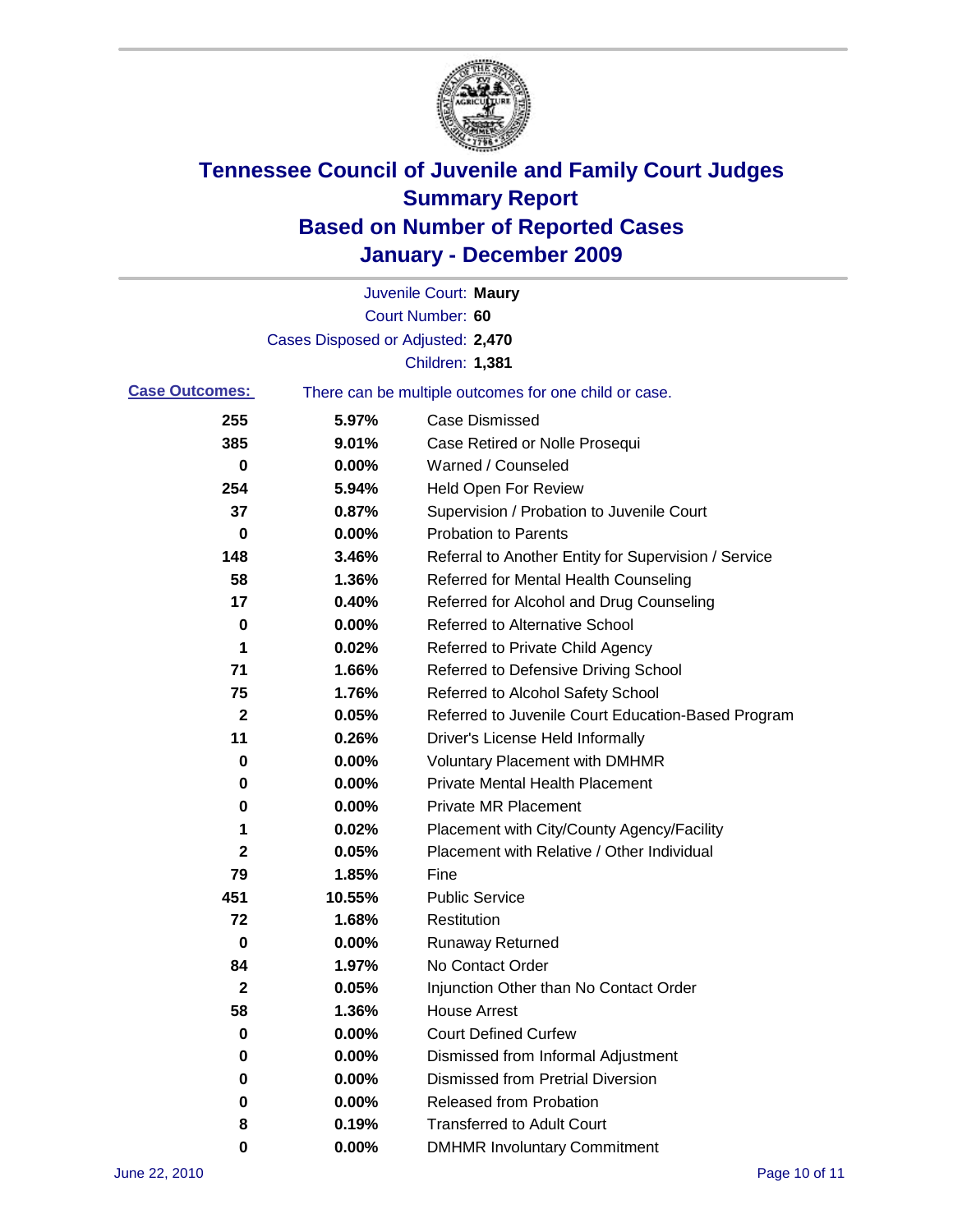# Tennessee Council of Juvenile and Family Court Judges
## Summary Report
## Based on Number of Reported Cases
## January - December 2009

Juvenile Court: **Maury**
Court Number: **60**
Cases Disposed or Adjusted: **2,470**
Children: **1,381**

**Case Outcomes:** There can be multiple outcomes for one child or case.

| | | |
|---|---|---|
| 255 | 5.97% | Case Dismissed |
| 385 | 9.01% | Case Retired or Nolle Prosequi |
| 0 | 0.00% | Warned / Counseled |
| 254 | 5.94% | Held Open For Review |
| 37 | 0.87% | Supervision / Probation to Juvenile Court |
| 0 | 0.00% | Probation to Parents |
| 148 | 3.46% | Referral to Another Entity for Supervision / Service |
| 58 | 1.36% | Referred for Mental Health Counseling |
| 17 | 0.40% | Referred for Alcohol and Drug Counseling |
| 0 | 0.00% | Referred to Alternative School |
| 1 | 0.02% | Referred to Private Child Agency |
| 71 | 1.66% | Referred to Defensive Driving School |
| 75 | 1.76% | Referred to Alcohol Safety School |
| 2 | 0.05% | Referred to Juvenile Court Education-Based Program |
| 11 | 0.26% | Driver's License Held Informally |
| 0 | 0.00% | Voluntary Placement with DMHMR |
| 0 | 0.00% | Private Mental Health Placement |
| 0 | 0.00% | Private MR Placement |
| 1 | 0.02% | Placement with City/County Agency/Facility |
| 2 | 0.05% | Placement with Relative / Other Individual |
| 79 | 1.85% | Fine |
| 451 | 10.55% | Public Service |
| 72 | 1.68% | Restitution |
| 0 | 0.00% | Runaway Returned |
| 84 | 1.97% | No Contact Order |
| 2 | 0.05% | Injunction Other than No Contact Order |
| 58 | 1.36% | House Arrest |
| 0 | 0.00% | Court Defined Curfew |
| 0 | 0.00% | Dismissed from Informal Adjustment |
| 0 | 0.00% | Dismissed from Pretrial Diversion |
| 0 | 0.00% | Released from Probation |
| 8 | 0.19% | Transferred to Adult Court |
| 0 | 0.00% | DMHMR Involuntary Commitment |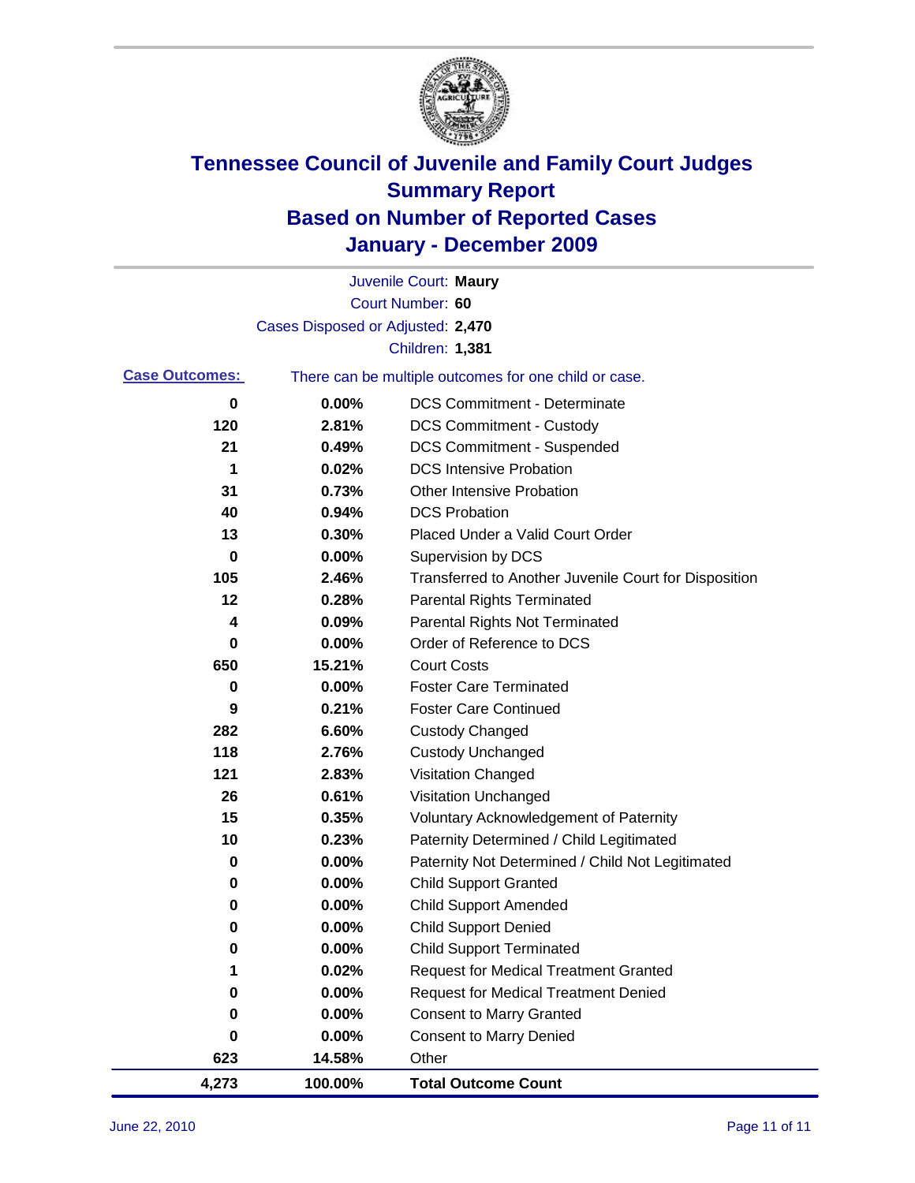# Tennessee Council of Juvenile and Family Court Judges
## Summary Report
## Based on Number of Reported Cases
## January - December 2009

Juvenile Court: **Maury**

Court Number: **60**

Cases Disposed or Adjusted: **2,470**

Children: **1,381**

**Case Outcomes:** There can be multiple outcomes for one child or case.

| | | |
|---|---|---|
| 0 | 0.00% | DCS Commitment - Determinate |
| 120 | 2.81% | DCS Commitment - Custody |
| 21 | 0.49% | DCS Commitment - Suspended |
| 1 | 0.02% | DCS Intensive Probation |
| 31 | 0.73% | Other Intensive Probation |
| 40 | 0.94% | DCS Probation |
| 13 | 0.30% | Placed Under a Valid Court Order |
| 0 | 0.00% | Supervision by DCS |
| 105 | 2.46% | Transferred to Another Juvenile Court for Disposition |
| 12 | 0.28% | Parental Rights Terminated |
| 4 | 0.09% | Parental Rights Not Terminated |
| 0 | 0.00% | Order of Reference to DCS |
| 650 | 15.21% | Court Costs |
| 0 | 0.00% | Foster Care Terminated |
| 9 | 0.21% | Foster Care Continued |
| 282 | 6.60% | Custody Changed |
| 118 | 2.76% | Custody Unchanged |
| 121 | 2.83% | Visitation Changed |
| 26 | 0.61% | Visitation Unchanged |
| 15 | 0.35% | Voluntary Acknowledgement of Paternity |
| 10 | 0.23% | Paternity Determined / Child Legitimated |
| 0 | 0.00% | Paternity Not Determined / Child Not Legitimated |
| 0 | 0.00% | Child Support Granted |
| 0 | 0.00% | Child Support Amended |
| 0 | 0.00% | Child Support Denied |
| 0 | 0.00% | Child Support Terminated |
| 1 | 0.02% | Request for Medical Treatment Granted |
| 0 | 0.00% | Request for Medical Treatment Denied |
| 0 | 0.00% | Consent to Marry Granted |
| 0 | 0.00% | Consent to Marry Denied |
| 623 | 14.58% | Other |
| **4,273** | **100.00%** | **Total Outcome Count** |

June 22, 2010